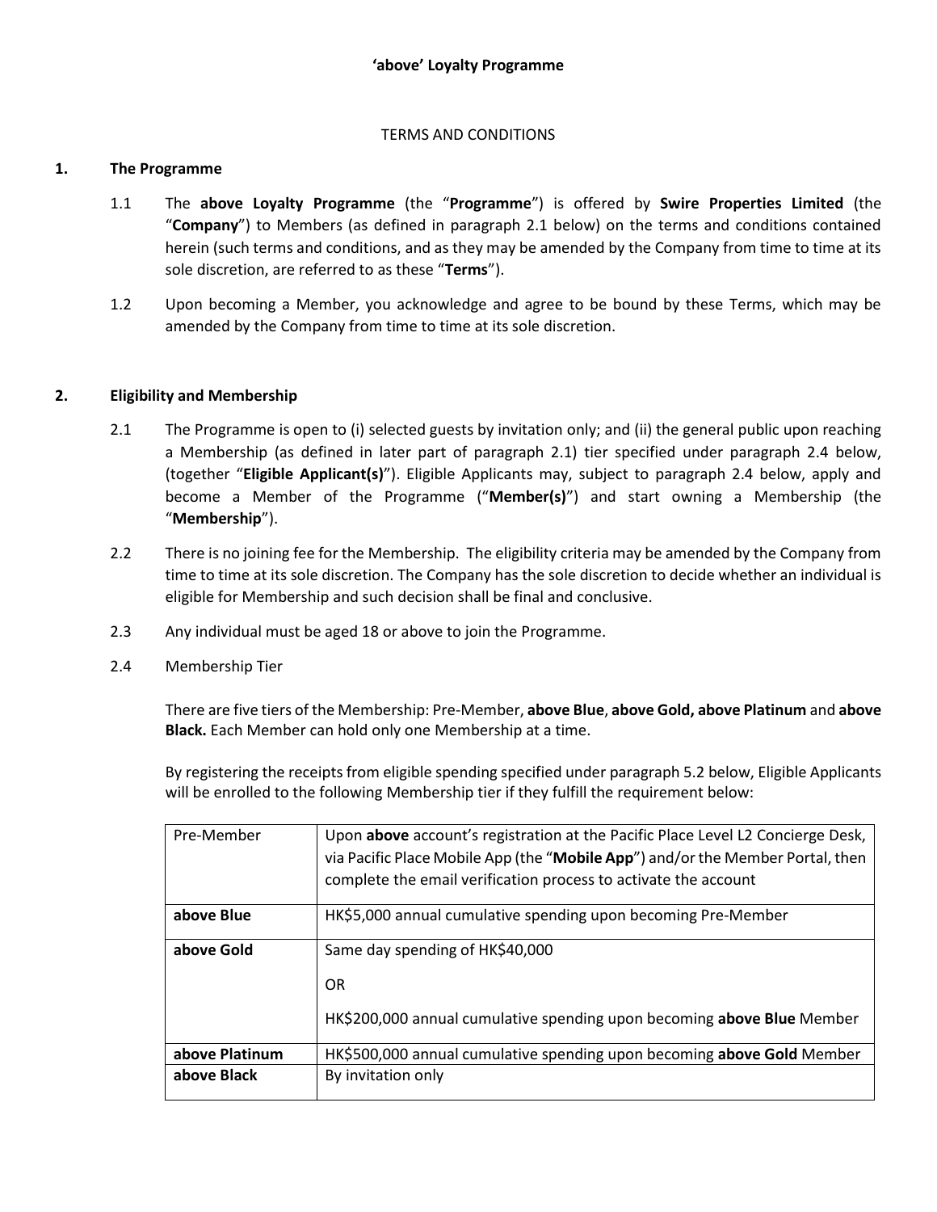# 'above' Loyalty Programme

TERMS AND CONDITIONS

## 1. The Programme

1.1 The **above Loyalty Programme** (the "**Programme**") is offered by **Swire Properties Limited** (the "**Company**") to Members (as defined in paragraph 2.1 below) on the terms and conditions contained herein (such terms and conditions, and as they may be amended by the Company from time to time at its sole discretion, are referred to as these "**Terms**").

1.2 Upon becoming a Member, you acknowledge and agree to be bound by these Terms, which may be amended by the Company from time to time at its sole discretion.

## 2. Eligibility and Membership

2.1 The Programme is open to (i) selected guests by invitation only; and (ii) the general public upon reaching a Membership (as defined in later part of paragraph 2.1) tier specified under paragraph 2.4 below, (together "**Eligible Applicant(s)**"). Eligible Applicants may, subject to paragraph 2.4 below, apply and become a Member of the Programme ("**Member(s)**") and start owning a Membership (the "**Membership**").

2.2 There is no joining fee for the Membership. The eligibility criteria may be amended by the Company from time to time at its sole discretion. The Company has the sole discretion to decide whether an individual is eligible for Membership and such decision shall be final and conclusive.

2.3 Any individual must be aged 18 or above to join the Programme.

2.4 Membership Tier

There are five tiers of the Membership: Pre-Member, **above Blue**, **above Gold, above Platinum** and **above Black.** Each Member can hold only one Membership at a time.

By registering the receipts from eligible spending specified under paragraph 5.2 below, Eligible Applicants will be enrolled to the following Membership tier if they fulfill the requirement below:

| Pre-Member | Upon **above** account's registration at the Pacific Place Level L2 Concierge Desk, via Pacific Place Mobile App (the "**Mobile App**") and/or the Member Portal, then complete the email verification process to activate the account |
|---|---|
| **above Blue** | HK$5,000 annual cumulative spending upon becoming Pre-Member |
| **above Gold** | Same day spending of HK$40,000<br><br>OR<br><br>HK$200,000 annual cumulative spending upon becoming **above Blue** Member |
| **above Platinum** | HK$500,000 annual cumulative spending upon becoming **above Gold** Member |
| **above Black** | By invitation only |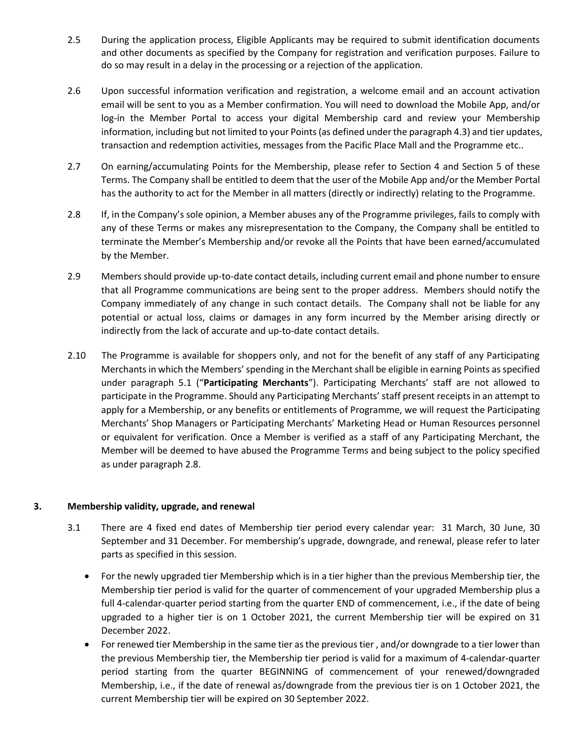2.5 During the application process, Eligible Applicants may be required to submit identification documents and other documents as specified by the Company for registration and verification purposes. Failure to do so may result in a delay in the processing or a rejection of the application.

2.6 Upon successful information verification and registration, a welcome email and an account activation email will be sent to you as a Member confirmation. You will need to download the Mobile App, and/or log-in the Member Portal to access your digital Membership card and review your Membership information, including but not limited to your Points (as defined under the paragraph 4.3) and tier updates, transaction and redemption activities, messages from the Pacific Place Mall and the Programme etc..

2.7 On earning/accumulating Points for the Membership, please refer to Section 4 and Section 5 of these Terms. The Company shall be entitled to deem that the user of the Mobile App and/or the Member Portal has the authority to act for the Member in all matters (directly or indirectly) relating to the Programme.

2.8 If, in the Company's sole opinion, a Member abuses any of the Programme privileges, fails to comply with any of these Terms or makes any misrepresentation to the Company, the Company shall be entitled to terminate the Member's Membership and/or revoke all the Points that have been earned/accumulated by the Member.

2.9 Members should provide up-to-date contact details, including current email and phone number to ensure that all Programme communications are being sent to the proper address. Members should notify the Company immediately of any change in such contact details. The Company shall not be liable for any potential or actual loss, claims or damages in any form incurred by the Member arising directly or indirectly from the lack of accurate and up-to-date contact details.

2.10 The Programme is available for shoppers only, and not for the benefit of any staff of any Participating Merchants in which the Members' spending in the Merchant shall be eligible in earning Points as specified under paragraph 5.1 ("**Participating Merchants**"). Participating Merchants' staff are not allowed to participate in the Programme. Should any Participating Merchants' staff present receipts in an attempt to apply for a Membership, or any benefits or entitlements of Programme, we will request the Participating Merchants' Shop Managers or Participating Merchants' Marketing Head or Human Resources personnel or equivalent for verification. Once a Member is verified as a staff of any Participating Merchant, the Member will be deemed to have abused the Programme Terms and being subject to the policy specified as under paragraph 2.8.

## 3. Membership validity, upgrade, and renewal

3.1 There are 4 fixed end dates of Membership tier period every calendar year: 31 March, 30 June, 30 September and 31 December. For membership's upgrade, downgrade, and renewal, please refer to later parts as specified in this session.

- For the newly upgraded tier Membership which is in a tier higher than the previous Membership tier, the Membership tier period is valid for the quarter of commencement of your upgraded Membership plus a full 4-calendar-quarter period starting from the quarter END of commencement, i.e., if the date of being upgraded to a higher tier is on 1 October 2021, the current Membership tier will be expired on 31 December 2022.
- For renewed tier Membership in the same tier as the previous tier , and/or downgrade to a tier lower than the previous Membership tier, the Membership tier period is valid for a maximum of 4-calendar-quarter period starting from the quarter BEGINNING of commencement of your renewed/downgraded Membership, i.e., if the date of renewal as/downgrade from the previous tier is on 1 October 2021, the current Membership tier will be expired on 30 September 2022.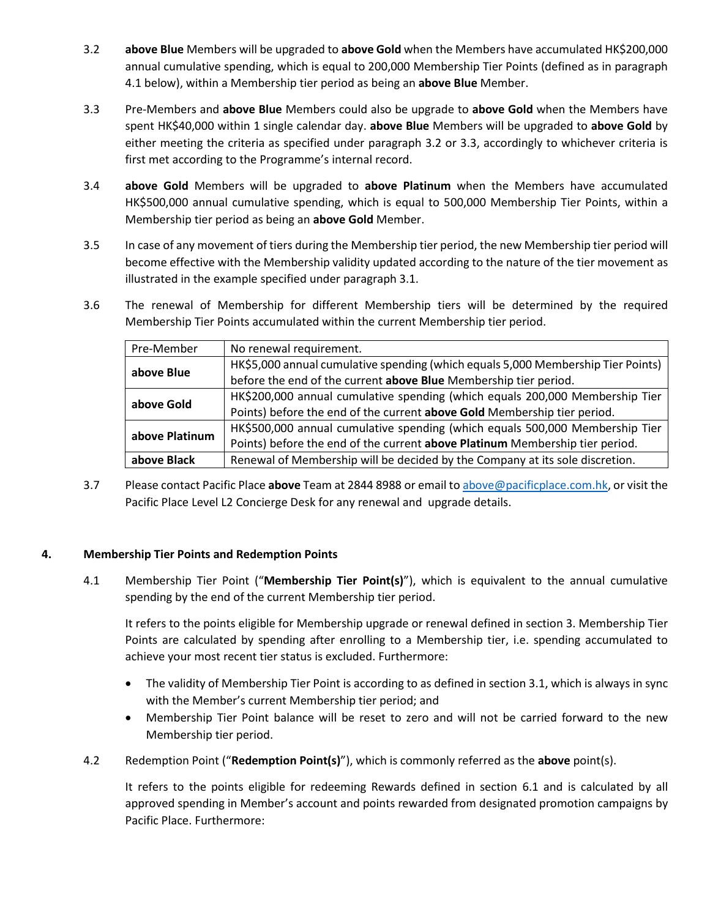3.2 **above Blue** Members will be upgraded to **above Gold** when the Members have accumulated HK$200,000 annual cumulative spending, which is equal to 200,000 Membership Tier Points (defined as in paragraph 4.1 below), within a Membership tier period as being an **above Blue** Member.

3.3 Pre-Members and **above Blue** Members could also be upgrade to **above Gold** when the Members have spent HK$40,000 within 1 single calendar day. **above Blue** Members will be upgraded to **above Gold** by either meeting the criteria as specified under paragraph 3.2 or 3.3, accordingly to whichever criteria is first met according to the Programme's internal record.

3.4 **above Gold** Members will be upgraded to **above Platinum** when the Members have accumulated HK$500,000 annual cumulative spending, which is equal to 500,000 Membership Tier Points, within a Membership tier period as being an **above Gold** Member.

3.5 In case of any movement of tiers during the Membership tier period, the new Membership tier period will become effective with the Membership validity updated according to the nature of the tier movement as illustrated in the example specified under paragraph 3.1.

3.6 The renewal of Membership for different Membership tiers will be determined by the required Membership Tier Points accumulated within the current Membership tier period.

| Pre-Member | No renewal requirement. |
|---|---|
| **above Blue** | HK$5,000 annual cumulative spending (which equals 5,000 Membership Tier Points) before the end of the current **above Blue** Membership tier period. |
| **above Gold** | HK$200,000 annual cumulative spending (which equals 200,000 Membership Tier Points) before the end of the current **above Gold** Membership tier period. |
| **above Platinum** | HK$500,000 annual cumulative spending (which equals 500,000 Membership Tier Points) before the end of the current **above Platinum** Membership tier period. |
| **above Black** | Renewal of Membership will be decided by the Company at its sole discretion. |

3.7 Please contact Pacific Place **above** Team at 2844 8988 or email to above@pacificplace.com.hk, or visit the Pacific Place Level L2 Concierge Desk for any renewal and upgrade details.

## 4. Membership Tier Points and Redemption Points

4.1 Membership Tier Point ("**Membership Tier Point(s)**"), which is equivalent to the annual cumulative spending by the end of the current Membership tier period.

It refers to the points eligible for Membership upgrade or renewal defined in section 3. Membership Tier Points are calculated by spending after enrolling to a Membership tier, i.e. spending accumulated to achieve your most recent tier status is excluded. Furthermore:

- The validity of Membership Tier Point is according to as defined in section 3.1, which is always in sync with the Member's current Membership tier period; and
- Membership Tier Point balance will be reset to zero and will not be carried forward to the new Membership tier period.

4.2 Redemption Point ("**Redemption Point(s)**"), which is commonly referred as the **above** point(s).

It refers to the points eligible for redeeming Rewards defined in section 6.1 and is calculated by all approved spending in Member's account and points rewarded from designated promotion campaigns by Pacific Place. Furthermore: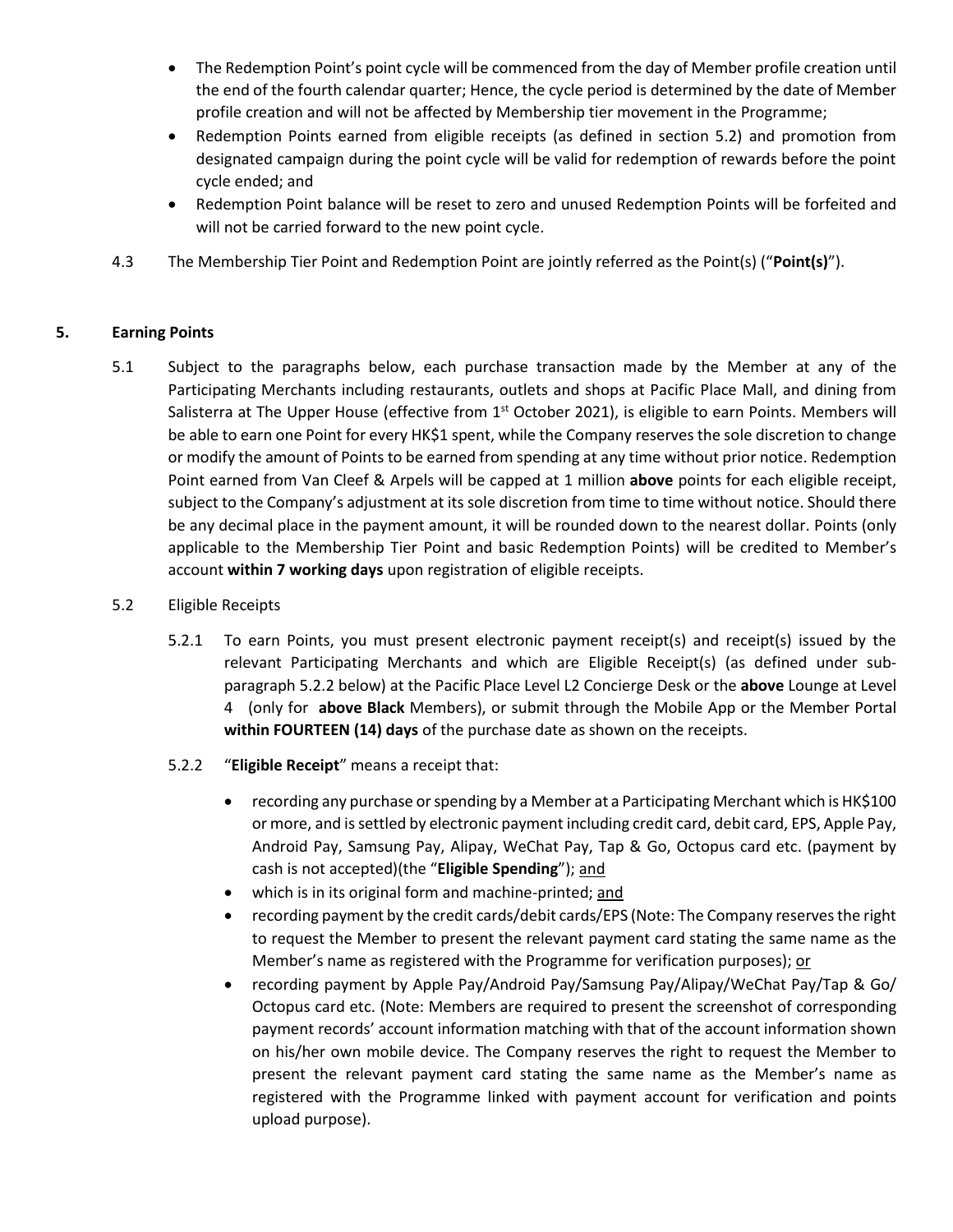- The Redemption Point's point cycle will be commenced from the day of Member profile creation until the end of the fourth calendar quarter; Hence, the cycle period is determined by the date of Member profile creation and will not be affected by Membership tier movement in the Programme;
- Redemption Points earned from eligible receipts (as defined in section 5.2) and promotion from designated campaign during the point cycle will be valid for redemption of rewards before the point cycle ended; and
- Redemption Point balance will be reset to zero and unused Redemption Points will be forfeited and will not be carried forward to the new point cycle.

4.3 The Membership Tier Point and Redemption Point are jointly referred as the Point(s) ("**Point(s)**").

## 5. Earning Points

5.1 Subject to the paragraphs below, each purchase transaction made by the Member at any of the Participating Merchants including restaurants, outlets and shops at Pacific Place Mall, and dining from Salisterra at The Upper House (effective from 1st October 2021), is eligible to earn Points. Members will be able to earn one Point for every HK$1 spent, while the Company reserves the sole discretion to change or modify the amount of Points to be earned from spending at any time without prior notice. Redemption Point earned from Van Cleef & Arpels will be capped at 1 million **above** points for each eligible receipt, subject to the Company's adjustment at its sole discretion from time to time without notice. Should there be any decimal place in the payment amount, it will be rounded down to the nearest dollar. Points (only applicable to the Membership Tier Point and basic Redemption Points) will be credited to Member's account **within 7 working days** upon registration of eligible receipts.

5.2 Eligible Receipts

5.2.1 To earn Points, you must present electronic payment receipt(s) and receipt(s) issued by the relevant Participating Merchants and which are Eligible Receipt(s) (as defined under sub-paragraph 5.2.2 below) at the Pacific Place Level L2 Concierge Desk or the **above** Lounge at Level 4 (only for **above Black** Members), or submit through the Mobile App or the Member Portal **within FOURTEEN (14) days** of the purchase date as shown on the receipts.

5.2.2 "**Eligible Receipt**" means a receipt that:

- recording any purchase or spending by a Member at a Participating Merchant which is HK$100 or more, and is settled by electronic payment including credit card, debit card, EPS, Apple Pay, Android Pay, Samsung Pay, Alipay, WeChat Pay, Tap & Go, Octopus card etc. (payment by cash is not accepted)(the "**Eligible Spending**"); and
- which is in its original form and machine-printed; and
- recording payment by the credit cards/debit cards/EPS (Note: The Company reserves the right to request the Member to present the relevant payment card stating the same name as the Member's name as registered with the Programme for verification purposes); or
- recording payment by Apple Pay/Android Pay/Samsung Pay/Alipay/WeChat Pay/Tap & Go/ Octopus card etc. (Note: Members are required to present the screenshot of corresponding payment records' account information matching with that of the account information shown on his/her own mobile device. The Company reserves the right to request the Member to present the relevant payment card stating the same name as the Member's name as registered with the Programme linked with payment account for verification and points upload purpose).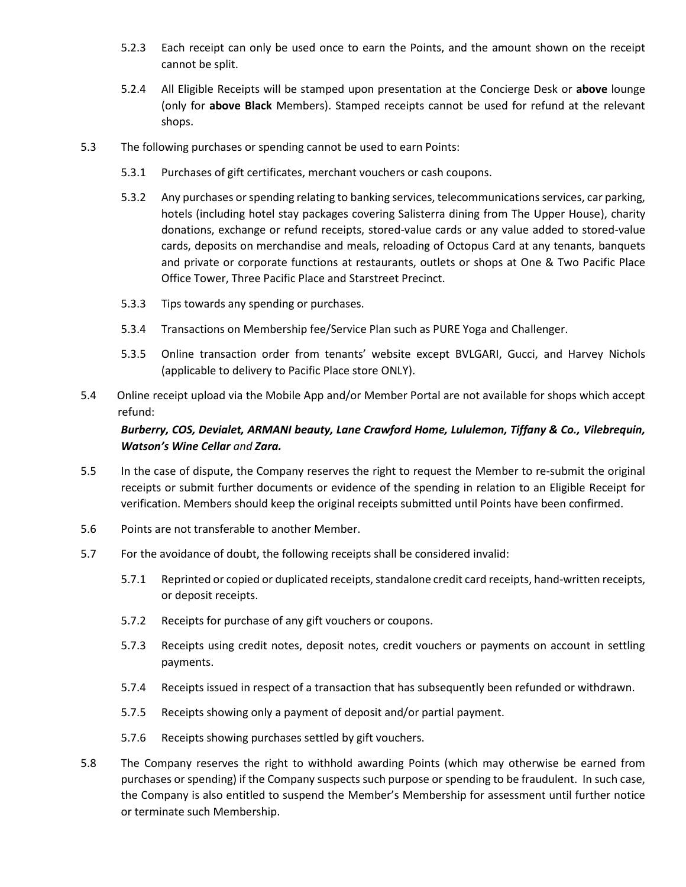5.2.3 Each receipt can only be used once to earn the Points, and the amount shown on the receipt cannot be split.

5.2.4 All Eligible Receipts will be stamped upon presentation at the Concierge Desk or **above** lounge (only for **above Black** Members). Stamped receipts cannot be used for refund at the relevant shops.

5.3 The following purchases or spending cannot be used to earn Points:

5.3.1 Purchases of gift certificates, merchant vouchers or cash coupons.

5.3.2 Any purchases or spending relating to banking services, telecommunications services, car parking, hotels (including hotel stay packages covering Salisterra dining from The Upper House), charity donations, exchange or refund receipts, stored-value cards or any value added to stored-value cards, deposits on merchandise and meals, reloading of Octopus Card at any tenants, banquets and private or corporate functions at restaurants, outlets or shops at One & Two Pacific Place Office Tower, Three Pacific Place and Starstreet Precinct.

5.3.3 Tips towards any spending or purchases.

5.3.4 Transactions on Membership fee/Service Plan such as PURE Yoga and Challenger.

5.3.5 Online transaction order from tenants' website except BVLGARI, Gucci, and Harvey Nichols (applicable to delivery to Pacific Place store ONLY).

5.4 Online receipt upload via the Mobile App and/or Member Portal are not available for shops which accept refund:

***Burberry, COS, Devialet, ARMANI beauty, Lane Crawford Home, Lululemon, Tiffany & Co., Vilebrequin, Watson's Wine Cellar*** *and* ***Zara.***

5.5 In the case of dispute, the Company reserves the right to request the Member to re-submit the original receipts or submit further documents or evidence of the spending in relation to an Eligible Receipt for verification. Members should keep the original receipts submitted until Points have been confirmed.

5.6 Points are not transferable to another Member.

5.7 For the avoidance of doubt, the following receipts shall be considered invalid:

5.7.1 Reprinted or copied or duplicated receipts, standalone credit card receipts, hand-written receipts, or deposit receipts.

5.7.2 Receipts for purchase of any gift vouchers or coupons.

5.7.3 Receipts using credit notes, deposit notes, credit vouchers or payments on account in settling payments.

5.7.4 Receipts issued in respect of a transaction that has subsequently been refunded or withdrawn.

5.7.5 Receipts showing only a payment of deposit and/or partial payment.

5.7.6 Receipts showing purchases settled by gift vouchers.

5.8 The Company reserves the right to withhold awarding Points (which may otherwise be earned from purchases or spending) if the Company suspects such purpose or spending to be fraudulent. In such case, the Company is also entitled to suspend the Member's Membership for assessment until further notice or terminate such Membership.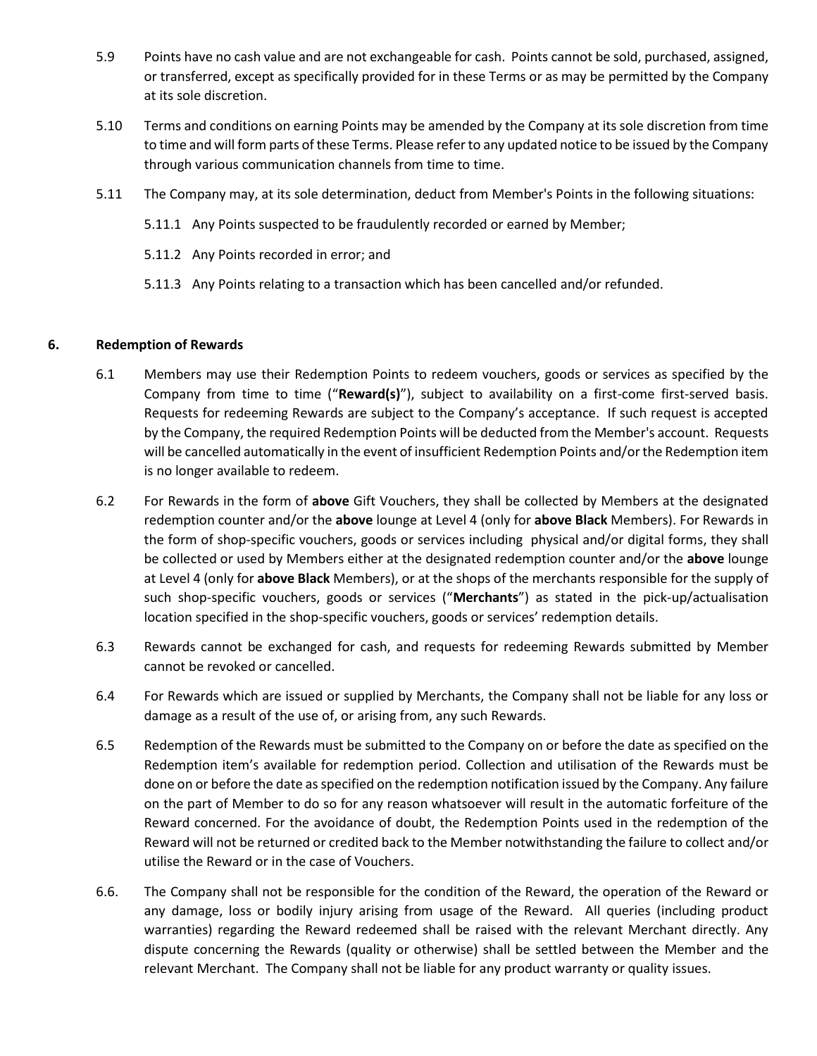5.9 Points have no cash value and are not exchangeable for cash. Points cannot be sold, purchased, assigned, or transferred, except as specifically provided for in these Terms or as may be permitted by the Company at its sole discretion.

5.10 Terms and conditions on earning Points may be amended by the Company at its sole discretion from time to time and will form parts of these Terms. Please refer to any updated notice to be issued by the Company through various communication channels from time to time.

5.11 The Company may, at its sole determination, deduct from Member's Points in the following situations:

5.11.1 Any Points suspected to be fraudulently recorded or earned by Member;

5.11.2 Any Points recorded in error; and

5.11.3 Any Points relating to a transaction which has been cancelled and/or refunded.

## 6. Redemption of Rewards

6.1 Members may use their Redemption Points to redeem vouchers, goods or services as specified by the Company from time to time ("**Reward(s)**"), subject to availability on a first-come first-served basis. Requests for redeeming Rewards are subject to the Company's acceptance. If such request is accepted by the Company, the required Redemption Points will be deducted from the Member's account. Requests will be cancelled automatically in the event of insufficient Redemption Points and/or the Redemption item is no longer available to redeem.

6.2 For Rewards in the form of **above** Gift Vouchers, they shall be collected by Members at the designated redemption counter and/or the **above** lounge at Level 4 (only for **above Black** Members). For Rewards in the form of shop-specific vouchers, goods or services including physical and/or digital forms, they shall be collected or used by Members either at the designated redemption counter and/or the **above** lounge at Level 4 (only for **above Black** Members), or at the shops of the merchants responsible for the supply of such shop-specific vouchers, goods or services ("**Merchants**") as stated in the pick-up/actualisation location specified in the shop-specific vouchers, goods or services' redemption details.

6.3 Rewards cannot be exchanged for cash, and requests for redeeming Rewards submitted by Member cannot be revoked or cancelled.

6.4 For Rewards which are issued or supplied by Merchants, the Company shall not be liable for any loss or damage as a result of the use of, or arising from, any such Rewards.

6.5 Redemption of the Rewards must be submitted to the Company on or before the date as specified on the Redemption item's available for redemption period. Collection and utilisation of the Rewards must be done on or before the date as specified on the redemption notification issued by the Company. Any failure on the part of Member to do so for any reason whatsoever will result in the automatic forfeiture of the Reward concerned. For the avoidance of doubt, the Redemption Points used in the redemption of the Reward will not be returned or credited back to the Member notwithstanding the failure to collect and/or utilise the Reward or in the case of Vouchers.

6.6. The Company shall not be responsible for the condition of the Reward, the operation of the Reward or any damage, loss or bodily injury arising from usage of the Reward. All queries (including product warranties) regarding the Reward redeemed shall be raised with the relevant Merchant directly. Any dispute concerning the Rewards (quality or otherwise) shall be settled between the Member and the relevant Merchant. The Company shall not be liable for any product warranty or quality issues.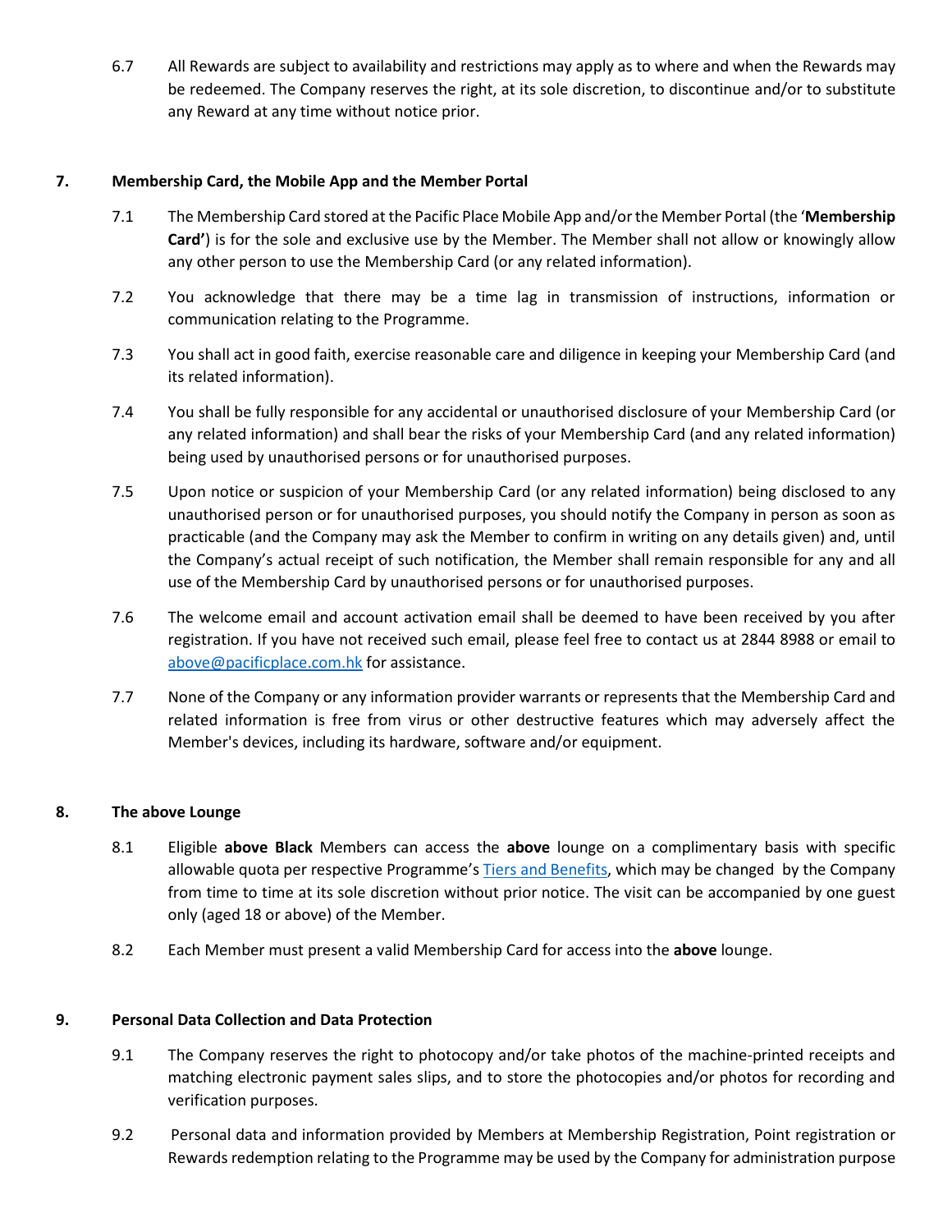6.7 All Rewards are subject to availability and restrictions may apply as to where and when the Rewards may be redeemed. The Company reserves the right, at its sole discretion, to discontinue and/or to substitute any Reward at any time without notice prior.

## 7. Membership Card, the Mobile App and the Member Portal

7.1 The Membership Card stored at the Pacific Place Mobile App and/or the Member Portal (the '**Membership Card'**) is for the sole and exclusive use by the Member. The Member shall not allow or knowingly allow any other person to use the Membership Card (or any related information).

7.2 You acknowledge that there may be a time lag in transmission of instructions, information or communication relating to the Programme.

7.3 You shall act in good faith, exercise reasonable care and diligence in keeping your Membership Card (and its related information).

7.4 You shall be fully responsible for any accidental or unauthorised disclosure of your Membership Card (or any related information) and shall bear the risks of your Membership Card (and any related information) being used by unauthorised persons or for unauthorised purposes.

7.5 Upon notice or suspicion of your Membership Card (or any related information) being disclosed to any unauthorised person or for unauthorised purposes, you should notify the Company in person as soon as practicable (and the Company may ask the Member to confirm in writing on any details given) and, until the Company's actual receipt of such notification, the Member shall remain responsible for any and all use of the Membership Card by unauthorised persons or for unauthorised purposes.

7.6 The welcome email and account activation email shall be deemed to have been received by you after registration. If you have not received such email, please feel free to contact us at 2844 8988 or email to above@pacificplace.com.hk for assistance.

7.7 None of the Company or any information provider warrants or represents that the Membership Card and related information is free from virus or other destructive features which may adversely affect the Member's devices, including its hardware, software and/or equipment.

## 8. The above Lounge

8.1 Eligible **above Black** Members can access the **above** lounge on a complimentary basis with specific allowable quota per respective Programme's Tiers and Benefits, which may be changed by the Company from time to time at its sole discretion without prior notice. The visit can be accompanied by one guest only (aged 18 or above) of the Member.

8.2 Each Member must present a valid Membership Card for access into the **above** lounge.

## 9. Personal Data Collection and Data Protection

9.1 The Company reserves the right to photocopy and/or take photos of the machine-printed receipts and matching electronic payment sales slips, and to store the photocopies and/or photos for recording and verification purposes.

9.2 Personal data and information provided by Members at Membership Registration, Point registration or Rewards redemption relating to the Programme may be used by the Company for administration purpose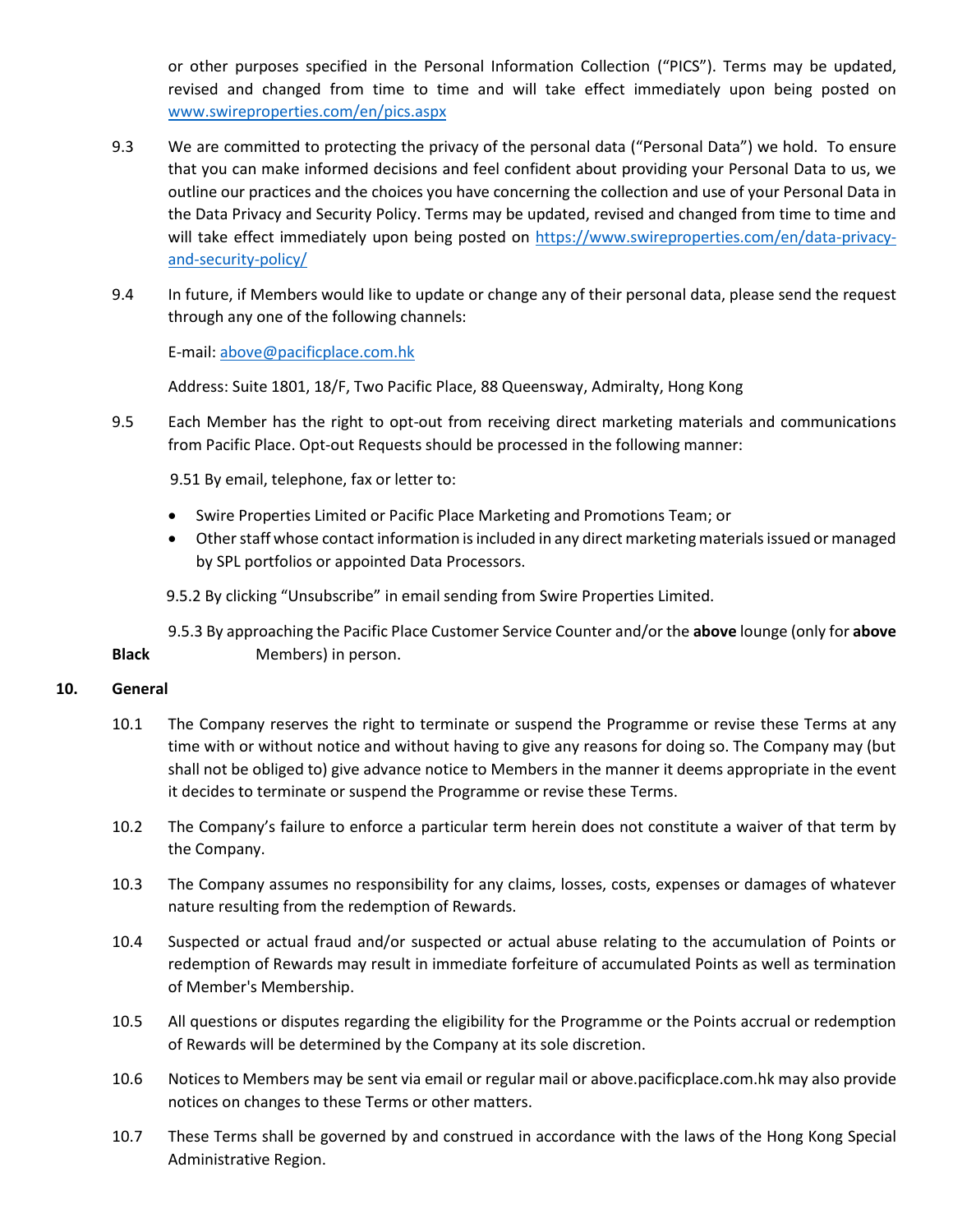or other purposes specified in the Personal Information Collection ("PICS"). Terms may be updated, revised and changed from time to time and will take effect immediately upon being posted on www.swireproperties.com/en/pics.aspx

9.3 We are committed to protecting the privacy of the personal data ("Personal Data") we hold. To ensure that you can make informed decisions and feel confident about providing your Personal Data to us, we outline our practices and the choices you have concerning the collection and use of your Personal Data in the Data Privacy and Security Policy. Terms may be updated, revised and changed from time to time and will take effect immediately upon being posted on https://www.swireproperties.com/en/data-privacy-and-security-policy/

9.4 In future, if Members would like to update or change any of their personal data, please send the request through any one of the following channels:

E-mail: above@pacificplace.com.hk

Address: Suite 1801, 18/F, Two Pacific Place, 88 Queensway, Admiralty, Hong Kong

9.5 Each Member has the right to opt-out from receiving direct marketing materials and communications from Pacific Place. Opt-out Requests should be processed in the following manner:

9.51 By email, telephone, fax or letter to:

- Swire Properties Limited or Pacific Place Marketing and Promotions Team; or
- Other staff whose contact information is included in any direct marketing materials issued or managed by SPL portfolios or appointed Data Processors.

9.5.2 By clicking "Unsubscribe" in email sending from Swire Properties Limited.

9.5.3 By approaching the Pacific Place Customer Service Counter and/or the **above** lounge (only for **above Black** Members) in person.

## 10. General

10.1 The Company reserves the right to terminate or suspend the Programme or revise these Terms at any time with or without notice and without having to give any reasons for doing so. The Company may (but shall not be obliged to) give advance notice to Members in the manner it deems appropriate in the event it decides to terminate or suspend the Programme or revise these Terms.

10.2 The Company's failure to enforce a particular term herein does not constitute a waiver of that term by the Company.

10.3 The Company assumes no responsibility for any claims, losses, costs, expenses or damages of whatever nature resulting from the redemption of Rewards.

10.4 Suspected or actual fraud and/or suspected or actual abuse relating to the accumulation of Points or redemption of Rewards may result in immediate forfeiture of accumulated Points as well as termination of Member's Membership.

10.5 All questions or disputes regarding the eligibility for the Programme or the Points accrual or redemption of Rewards will be determined by the Company at its sole discretion.

10.6 Notices to Members may be sent via email or regular mail or above.pacificplace.com.hk may also provide notices on changes to these Terms or other matters.

10.7 These Terms shall be governed by and construed in accordance with the laws of the Hong Kong Special Administrative Region.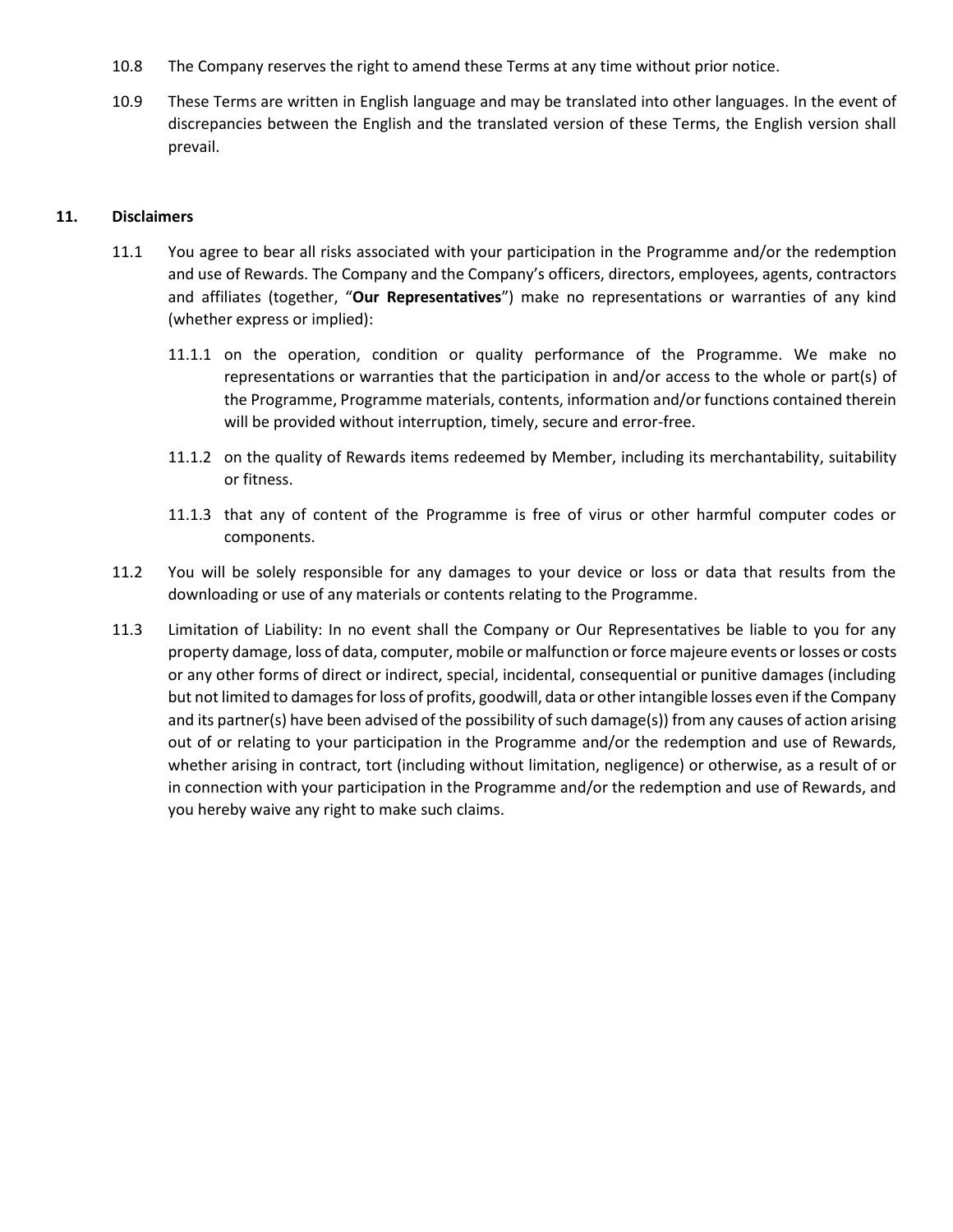10.8 The Company reserves the right to amend these Terms at any time without prior notice.

10.9 These Terms are written in English language and may be translated into other languages. In the event of discrepancies between the English and the translated version of these Terms, the English version shall prevail.

## 11. Disclaimers

11.1 You agree to bear all risks associated with your participation in the Programme and/or the redemption and use of Rewards. The Company and the Company's officers, directors, employees, agents, contractors and affiliates (together, "**Our Representatives**") make no representations or warranties of any kind (whether express or implied):

11.1.1 on the operation, condition or quality performance of the Programme. We make no representations or warranties that the participation in and/or access to the whole or part(s) of the Programme, Programme materials, contents, information and/or functions contained therein will be provided without interruption, timely, secure and error-free.

11.1.2 on the quality of Rewards items redeemed by Member, including its merchantability, suitability or fitness.

11.1.3 that any of content of the Programme is free of virus or other harmful computer codes or components.

11.2 You will be solely responsible for any damages to your device or loss or data that results from the downloading or use of any materials or contents relating to the Programme.

11.3 Limitation of Liability: In no event shall the Company or Our Representatives be liable to you for any property damage, loss of data, computer, mobile or malfunction or force majeure events or losses or costs or any other forms of direct or indirect, special, incidental, consequential or punitive damages (including but not limited to damages for loss of profits, goodwill, data or other intangible losses even if the Company and its partner(s) have been advised of the possibility of such damage(s)) from any causes of action arising out of or relating to your participation in the Programme and/or the redemption and use of Rewards, whether arising in contract, tort (including without limitation, negligence) or otherwise, as a result of or in connection with your participation in the Programme and/or the redemption and use of Rewards, and you hereby waive any right to make such claims.